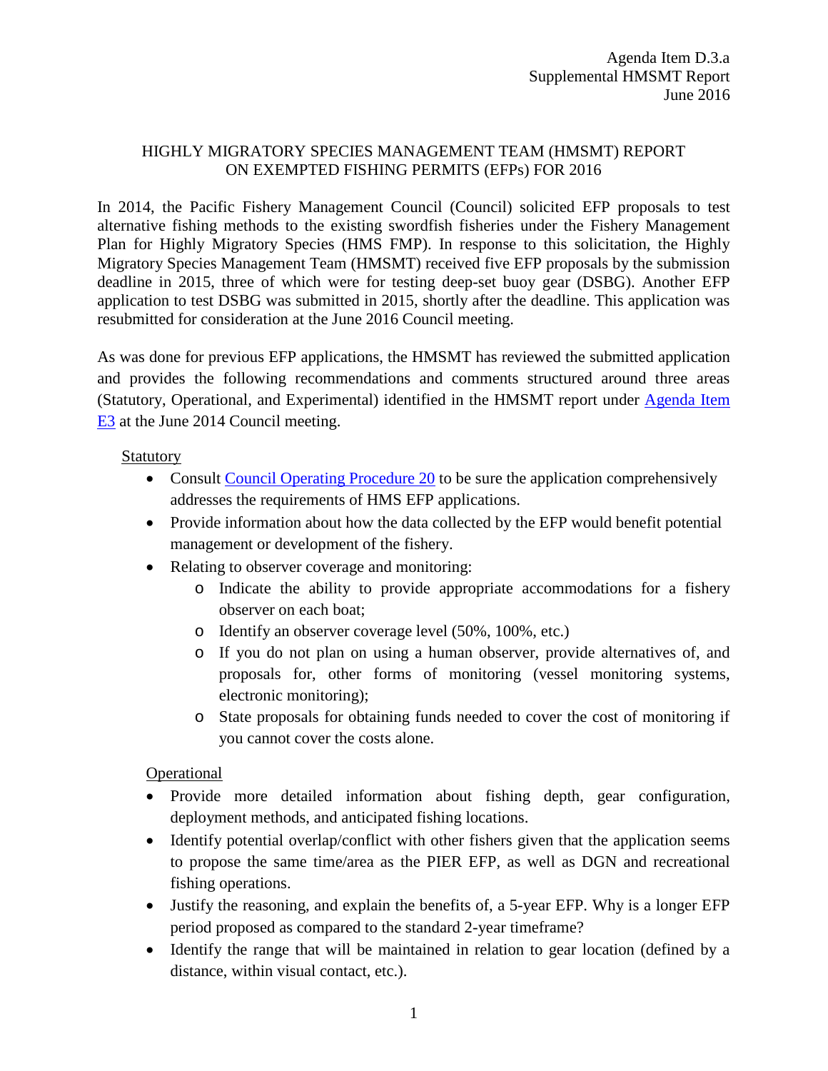Agenda Item D.3.a
Supplemental HMSMT Report
June 2016

# HIGHLY MIGRATORY SPECIES MANAGEMENT TEAM (HMSMT) REPORT ON EXEMPTED FISHING PERMITS (EFPs) FOR 2016

In 2014, the Pacific Fishery Management Council (Council) solicited EFP proposals to test alternative fishing methods to the existing swordfish fisheries under the Fishery Management Plan for Highly Migratory Species (HMS FMP). In response to this solicitation, the Highly Migratory Species Management Team (HMSMT) received five EFP proposals by the submission deadline in 2015, three of which were for testing deep-set buoy gear (DSBG). Another EFP application to test DSBG was submitted in 2015, shortly after the deadline. This application was resubmitted for consideration at the June 2016 Council meeting.

As was done for previous EFP applications, the HMSMT has reviewed the submitted application and provides the following recommendations and comments structured around three areas (Statutory, Operational, and Experimental) identified in the HMSMT report under [Agenda Item E3]() at the June 2014 Council meeting.

Statutory

- Consult [Council Operating Procedure 20]() to be sure the application comprehensively addresses the requirements of HMS EFP applications.
- Provide information about how the data collected by the EFP would benefit potential management or development of the fishery.
- Relating to observer coverage and monitoring:
    - Indicate the ability to provide appropriate accommodations for a fishery observer on each boat;
    - Identify an observer coverage level (50%, 100%, etc.)
    - If you do not plan on using a human observer, provide alternatives of, and proposals for, other forms of monitoring (vessel monitoring systems, electronic monitoring);
    - State proposals for obtaining funds needed to cover the cost of monitoring if you cannot cover the costs alone.

Operational

- Provide more detailed information about fishing depth, gear configuration, deployment methods, and anticipated fishing locations.
- Identify potential overlap/conflict with other fishers given that the application seems to propose the same time/area as the PIER EFP, as well as DGN and recreational fishing operations.
- Justify the reasoning, and explain the benefits of, a 5-year EFP. Why is a longer EFP period proposed as compared to the standard 2-year timeframe?
- Identify the range that will be maintained in relation to gear location (defined by a distance, within visual contact, etc.).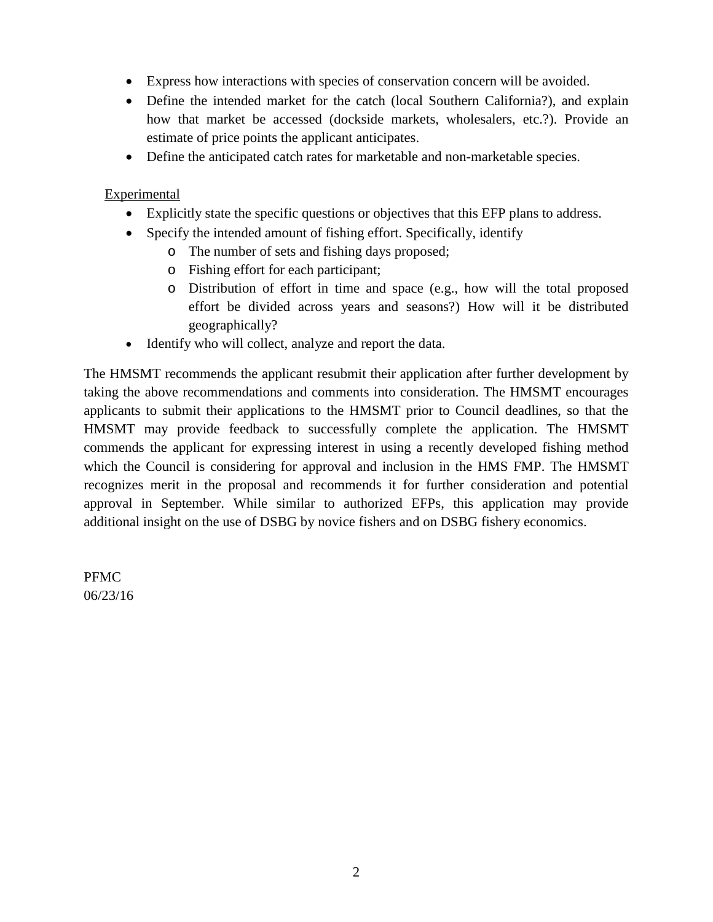- Express how interactions with species of conservation concern will be avoided.
- Define the intended market for the catch (local Southern California?), and explain how that market be accessed (dockside markets, wholesalers, etc.?). Provide an estimate of price points the applicant anticipates.
- Define the anticipated catch rates for marketable and non-marketable species.

Experimental

- Explicitly state the specific questions or objectives that this EFP plans to address.
- Specify the intended amount of fishing effort. Specifically, identify
  - The number of sets and fishing days proposed;
  - Fishing effort for each participant;
  - Distribution of effort in time and space (e.g., how will the total proposed effort be divided across years and seasons?) How will it be distributed geographically?
- Identify who will collect, analyze and report the data.

The HMSMT recommends the applicant resubmit their application after further development by taking the above recommendations and comments into consideration. The HMSMT encourages applicants to submit their applications to the HMSMT prior to Council deadlines, so that the HMSMT may provide feedback to successfully complete the application. The HMSMT commends the applicant for expressing interest in using a recently developed fishing method which the Council is considering for approval and inclusion in the HMS FMP. The HMSMT recognizes merit in the proposal and recommends it for further consideration and potential approval in September. While similar to authorized EFPs, this application may provide additional insight on the use of DSBG by novice fishers and on DSBG fishery economics.

PFMC
06/23/16